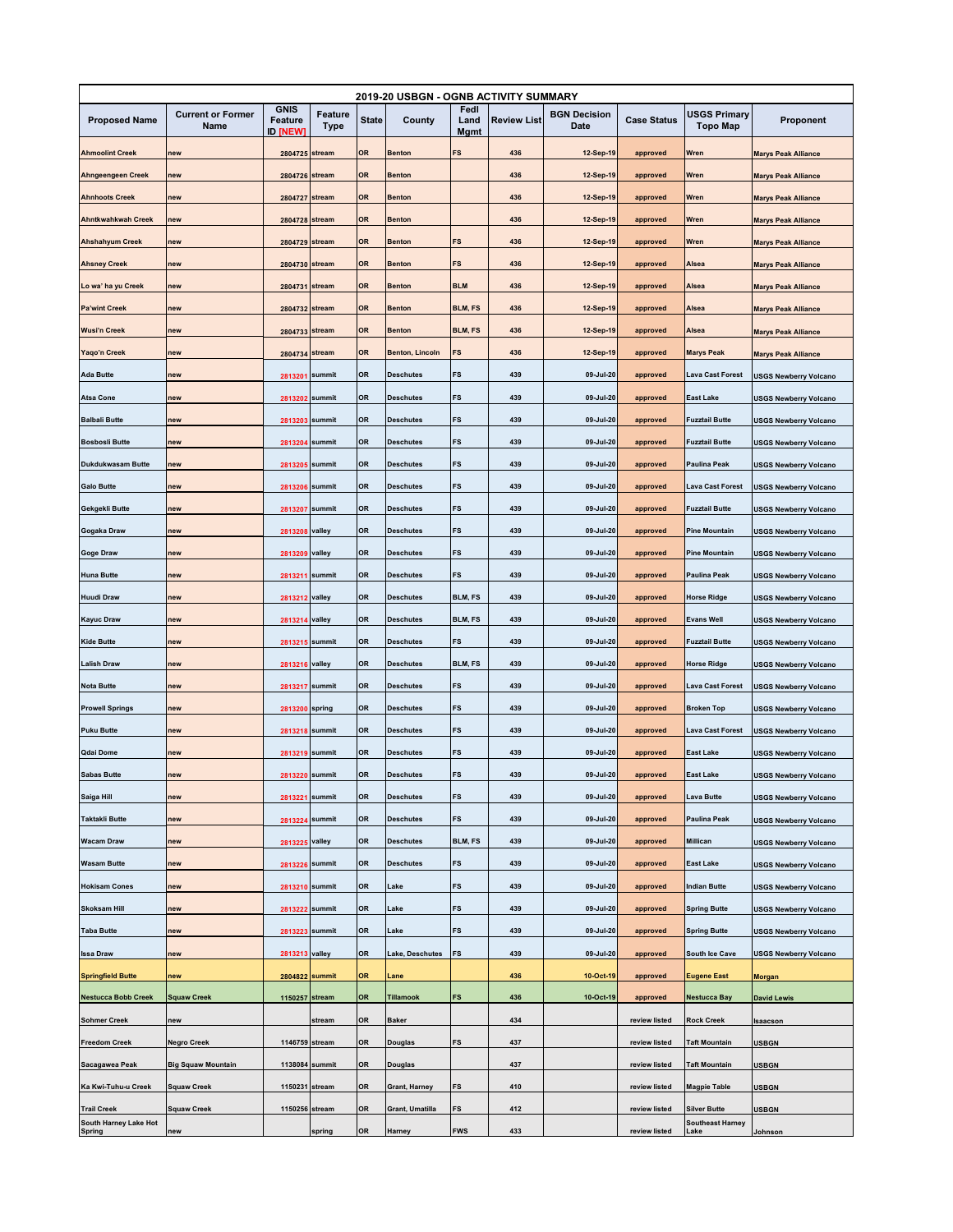| 2019-20 USBGN - OGNB ACTIVITY SUMMARY | | | | | | | | | | | |
|---|---|---|---|---|---|---|---|---|---|---|---|
| **Proposed Name** | **Current or Former Name** | **GNIS Feature ID [NEW]** | **Feature Type** | **State** | **County** | **Fedl Land Mgmt** | **Review List** | **BGN Decision Date** | **Case Status** | **USGS Primary Topo Map** | **Proponent** |
| Ahmoolint Creek | new | 2804725 | stream | OR | Benton | FS | 436 | 12-Sep-19 | approved | Wren | Marys Peak Alliance |
| Ahngeengeen Creek | new | 2804726 | stream | OR | Benton | | 436 | 12-Sep-19 | approved | Wren | Marys Peak Alliance |
| Ahnhoots Creek | new | 2804727 | stream | OR | Benton | | 436 | 12-Sep-19 | approved | Wren | Marys Peak Alliance |
| Ahntkwahkwah Creek | new | 2804728 | stream | OR | Benton | | 436 | 12-Sep-19 | approved | Wren | Marys Peak Alliance |
| Ahshahyum Creek | new | 2804729 | stream | OR | Benton | FS | 436 | 12-Sep-19 | approved | Wren | Marys Peak Alliance |
| Ahsney Creek | new | 2804730 | stream | OR | Benton | FS | 436 | 12-Sep-19 | approved | Alsea | Marys Peak Alliance |
| Lo wa' ha yu Creek | new | 2804731 | stream | OR | Benton | BLM | 436 | 12-Sep-19 | approved | Alsea | Marys Peak Alliance |
| Pa'wint Creek | new | 2804732 | stream | OR | Benton | BLM, FS | 436 | 12-Sep-19 | approved | Alsea | Marys Peak Alliance |
| Wusi'n Creek | new | 2804733 | stream | OR | Benton | BLM, FS | 436 | 12-Sep-19 | approved | Alsea | Marys Peak Alliance |
| Yaqo'n Creek | new | 2804734 | stream | OR | Benton, Lincoln | FS | 436 | 12-Sep-19 | approved | Marys Peak | Marys Peak Alliance |
| Ada Butte | new | 2813201 | summit | OR | Deschutes | FS | 439 | 09-Jul-20 | approved | Lava Cast Forest | USGS Newberry Volcano |
| Atsa Cone | new | 2813202 | summit | OR | Deschutes | FS | 439 | 09-Jul-20 | approved | East Lake | USGS Newberry Volcano |
| Balbali Butte | new | 2813203 | summit | OR | Deschutes | FS | 439 | 09-Jul-20 | approved | Fuzztail Butte | USGS Newberry Volcano |
| Bosbosli Butte | new | 2813204 | summit | OR | Deschutes | FS | 439 | 09-Jul-20 | approved | Fuzztail Butte | USGS Newberry Volcano |
| Dukdukwasam Butte | new | 2813205 | summit | OR | Deschutes | FS | 439 | 09-Jul-20 | approved | Paulina Peak | USGS Newberry Volcano |
| Galo Butte | new | 2813206 | summit | OR | Deschutes | FS | 439 | 09-Jul-20 | approved | Lava Cast Forest | USGS Newberry Volcano |
| Gekgekli Butte | new | 2813207 | summit | OR | Deschutes | FS | 439 | 09-Jul-20 | approved | Fuzztail Butte | USGS Newberry Volcano |
| Gogaka Draw | new | 2813208 | valley | OR | Deschutes | FS | 439 | 09-Jul-20 | approved | Pine Mountain | USGS Newberry Volcano |
| Goge Draw | new | 2813209 | valley | OR | Deschutes | FS | 439 | 09-Jul-20 | approved | Pine Mountain | USGS Newberry Volcano |
| Huna Butte | new | 2813211 | summit | OR | Deschutes | FS | 439 | 09-Jul-20 | approved | Paulina Peak | USGS Newberry Volcano |
| Huudi Draw | new | 2813212 | valley | OR | Deschutes | BLM, FS | 439 | 09-Jul-20 | approved | Horse Ridge | USGS Newberry Volcano |
| Kayuc Draw | new | 2813214 | valley | OR | Deschutes | BLM, FS | 439 | 09-Jul-20 | approved | Evans Well | USGS Newberry Volcano |
| Kide Butte | new | 2813215 | summit | OR | Deschutes | FS | 439 | 09-Jul-20 | approved | Fuzztail Butte | USGS Newberry Volcano |
| Lalish Draw | new | 2813216 | valley | OR | Deschutes | BLM, FS | 439 | 09-Jul-20 | approved | Horse Ridge | USGS Newberry Volcano |
| Nota Butte | new | 2813217 | summit | OR | Deschutes | FS | 439 | 09-Jul-20 | approved | Lava Cast Forest | USGS Newberry Volcano |
| Prowell Springs | new | 2813200 | spring | OR | Deschutes | FS | 439 | 09-Jul-20 | approved | Broken Top | USGS Newberry Volcano |
| Puku Butte | new | 2813218 | summit | OR | Deschutes | FS | 439 | 09-Jul-20 | approved | Lava Cast Forest | USGS Newberry Volcano |
| Qdai Dome | new | 2813219 | summit | OR | Deschutes | FS | 439 | 09-Jul-20 | approved | East Lake | USGS Newberry Volcano |
| Sabas Butte | new | 2813220 | summit | OR | Deschutes | FS | 439 | 09-Jul-20 | approved | East Lake | USGS Newberry Volcano |
| Saiga Hill | new | 2813221 | summit | OR | Deschutes | FS | 439 | 09-Jul-20 | approved | Lava Butte | USGS Newberry Volcano |
| Taktakli Butte | new | 2813224 | summit | OR | Deschutes | FS | 439 | 09-Jul-20 | approved | Paulina Peak | USGS Newberry Volcano |
| Wacam Draw | new | 2813225 | valley | OR | Deschutes | BLM, FS | 439 | 09-Jul-20 | approved | Millican | USGS Newberry Volcano |
| Wasam Butte | new | 2813226 | summit | OR | Deschutes | FS | 439 | 09-Jul-20 | approved | East Lake | USGS Newberry Volcano |
| Hokisam Cones | new | 2813210 | summit | OR | Lake | FS | 439 | 09-Jul-20 | approved | Indian Butte | USGS Newberry Volcano |
| Skoksam Hill | new | 2813222 | summit | OR | Lake | FS | 439 | 09-Jul-20 | approved | Spring Butte | USGS Newberry Volcano |
| Taba Butte | new | 2813223 | summit | OR | Lake | FS | 439 | 09-Jul-20 | approved | Spring Butte | USGS Newberry Volcano |
| Issa Draw | new | 2813213 | valley | OR | Lake, Deschutes | FS | 439 | 09-Jul-20 | approved | South Ice Cave | USGS Newberry Volcano |
| Springfield Butte | new | 2804822 | summit | OR | Lane | | 436 | 10-Oct-19 | approved | Eugene East | Morgan |
| Nestucca Bobb Creek | Squaw Creek | 1150257 | stream | OR | Tillamook | FS | 436 | 10-Oct-19 | approved | Nestucca Bay | David Lewis |
| Sohmer Creek | new | | stream | OR | Baker | | 434 | | review listed | Rock Creek | Isaacson |
| Freedom Creek | Negro Creek | 1146759 | stream | OR | Douglas | FS | 437 | | review listed | Taft Mountain | USBGN |
| Sacagawea Peak | Big Squaw Mountain | 1138084 | summit | OR | Douglas | | 437 | | review listed | Taft Mountain | USBGN |
| Ka Kwi-Tuhu-u Creek | Squaw Creek | 1150231 | stream | OR | Grant, Harney | FS | 410 | | review listed | Magpie Table | USBGN |
| Trail Creek | Squaw Creek | 1150256 | stream | OR | Grant, Umatilla | FS | 412 | | review listed | Silver Butte | USBGN |
| South Harney Lake Hot Spring | new | | spring | OR | Harney | FWS | 433 | | review listed | Southeast Harney Lake | Johnson |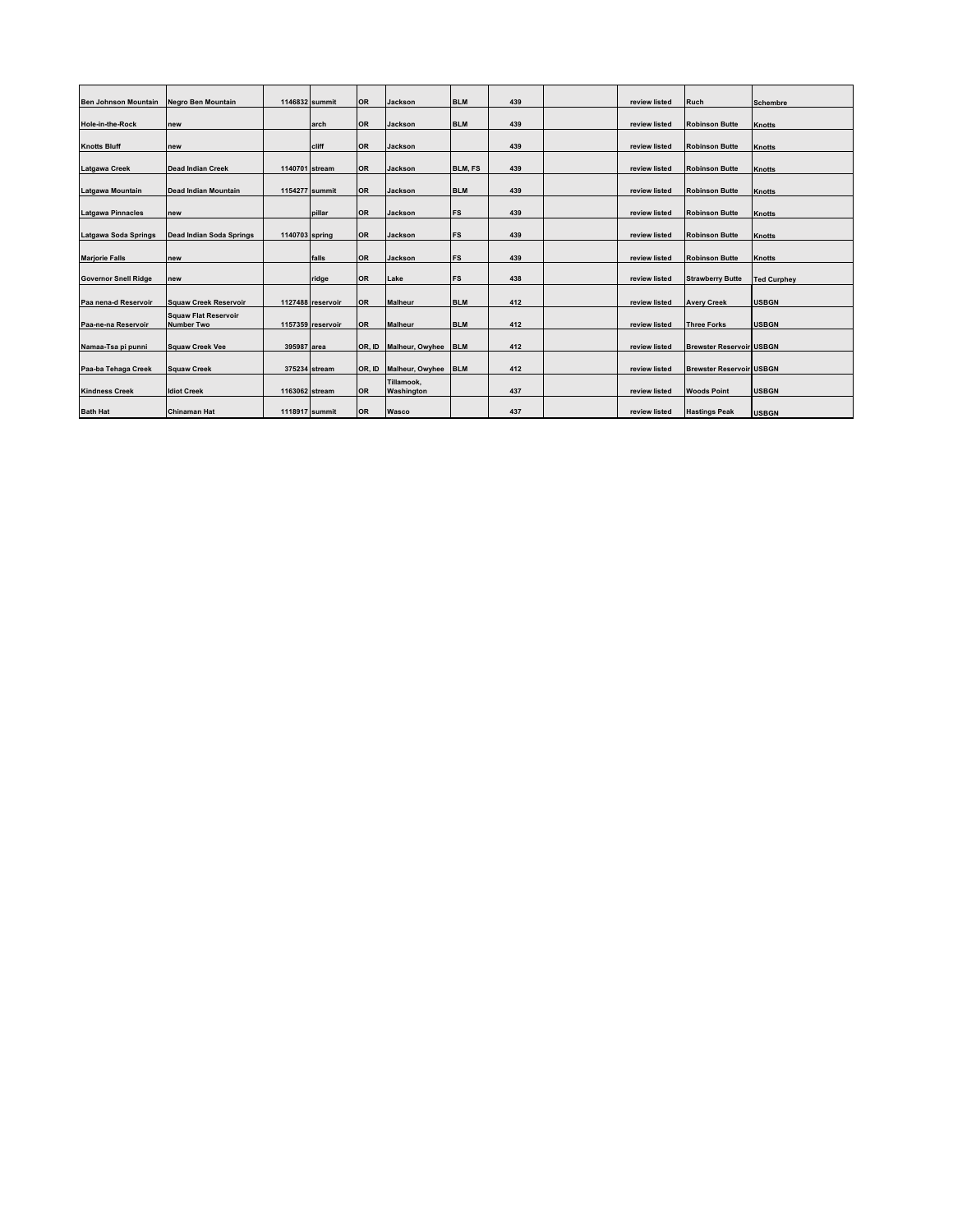| | | | | | | | | | | | |
|---|---|---|---|---|---|---|---|---|---|---|---|
| **Ben Johnson Mountain** | **Negro Ben Mountain** | **1146832** | **summit** | **OR** | **Jackson** | **BLM** | **439** | | **review listed** | **Ruch** | **Schembre** |
| **Hole-in-the-Rock** | **new** | | **arch** | **OR** | **Jackson** | **BLM** | **439** | | **review listed** | **Robinson Butte** | **Knotts** |
| **Knotts Bluff** | **new** | | **cliff** | **OR** | **Jackson** | | **439** | | **review listed** | **Robinson Butte** | **Knotts** |
| **Latgawa Creek** | **Dead Indian Creek** | **1140701** | **stream** | **OR** | **Jackson** | **BLM, FS** | **439** | | **review listed** | **Robinson Butte** | **Knotts** |
| **Latgawa Mountain** | **Dead Indian Mountain** | **1154277** | **summit** | **OR** | **Jackson** | **BLM** | **439** | | **review listed** | **Robinson Butte** | **Knotts** |
| **Latgawa Pinnacles** | **new** | | **pillar** | **OR** | **Jackson** | **FS** | **439** | | **review listed** | **Robinson Butte** | **Knotts** |
| **Latgawa Soda Springs** | **Dead Indian Soda Springs** | **1140703** | **spring** | **OR** | **Jackson** | **FS** | **439** | | **review listed** | **Robinson Butte** | **Knotts** |
| **Marjorie Falls** | **new** | | **falls** | **OR** | **Jackson** | **FS** | **439** | | **review listed** | **Robinson Butte** | **Knotts** |
| **Governor Snell Ridge** | **new** | | **ridge** | **OR** | **Lake** | **FS** | **438** | | **review listed** | **Strawberry Butte** | **Ted Curphey** |
| **Paa nena-d Reservoir** | **Squaw Creek Reservoir** | **1127488** | **reservoir** | **OR** | **Malheur** | **BLM** | **412** | | **review listed** | **Avery Creek** | **USBGN** |
| **Paa-ne-na Reservoir** | **Squaw Flat Reservoir Number Two** | **1157359** | **reservoir** | **OR** | **Malheur** | **BLM** | **412** | | **review listed** | **Three Forks** | **USBGN** |
| **Namaa-Tsa pi punni** | **Squaw Creek Vee** | **395987** | **area** | **OR, ID** | **Malheur, Owyhee** | **BLM** | **412** | | **review listed** | **Brewster Reservoir** | **USBGN** |
| **Paa-ba Tehaga Creek** | **Squaw Creek** | **375234** | **stream** | **OR, ID** | **Malheur, Owyhee** | **BLM** | **412** | | **review listed** | **Brewster Reservoir** | **USBGN** |
| **Kindness Creek** | **Idiot Creek** | **1163062** | **stream** | **OR** | **Tillamook, Washington** | | **437** | | **review listed** | **Woods Point** | **USBGN** |
| **Bath Hat** | **Chinaman Hat** | **1118917** | **summit** | **OR** | **Wasco** | | **437** | | **review listed** | **Hastings Peak** | **USBGN** |